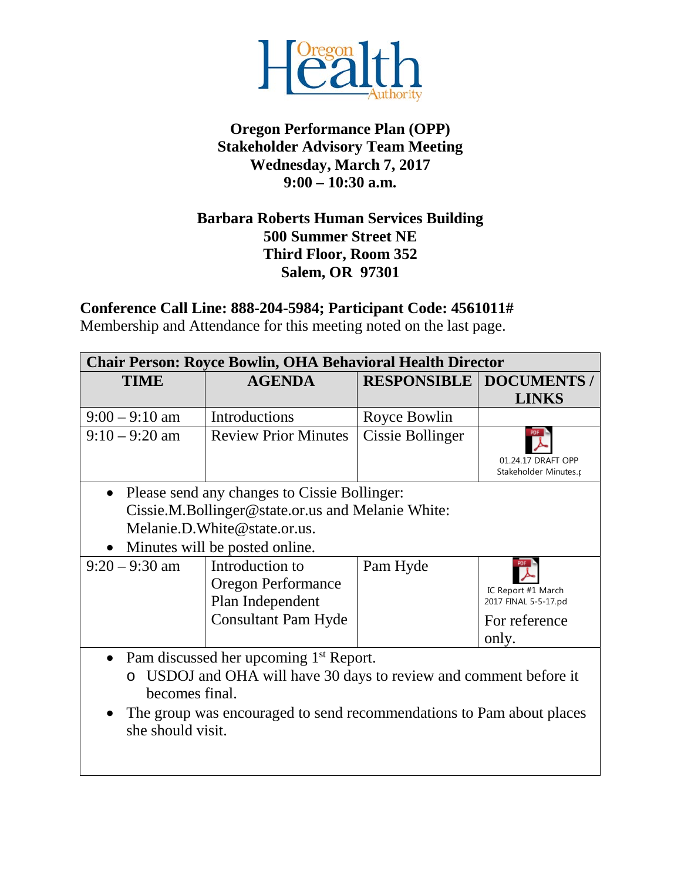Oregon Health Authority

**Oregon Performance Plan (OPP)**
**Stakeholder Advisory Team Meeting**
**Wednesday, March 7, 2017**
**9:00 – 10:30 a.m.**

**Barbara Roberts Human Services Building**
**500 Summer Street NE**
**Third Floor, Room 352**
**Salem, OR 97301**

**Conference Call Line: 888-204-5984; Participant Code: 4561011#**
Membership and Attendance for this meeting noted on the last page.

| **Chair Person: Royce Bowlin, OHA Behavioral Health Director** | | | |
|---|---|---|---|
| **TIME** | **AGENDA** | **RESPONSIBLE** | **DOCUMENTS / LINKS** |
| 9:00 – 9:10 am | Introductions | Royce Bowlin | |
| 9:10 – 9:20 am | Review Prior Minutes | Cissie Bollinger | 01.24.17 DRAFT OPP Stakeholder Minutes.p |
| • Please send any changes to Cissie Bollinger: Cissie.M.Bollinger@state.or.us and Melanie White: Melanie.D.White@state.or.us. • Minutes will be posted online. | | | |
| 9:20 – 9:30 am | Introduction to Oregon Performance Plan Independent Consultant Pam Hyde | Pam Hyde | IC Report #1 March 2017 FINAL 5-5-17.pd For reference only. |
| • Pam discussed her upcoming 1st Report. o USDOJ and OHA will have 30 days to review and comment before it becomes final. • The group was encouraged to send recommendations to Pam about places she should visit. | | | |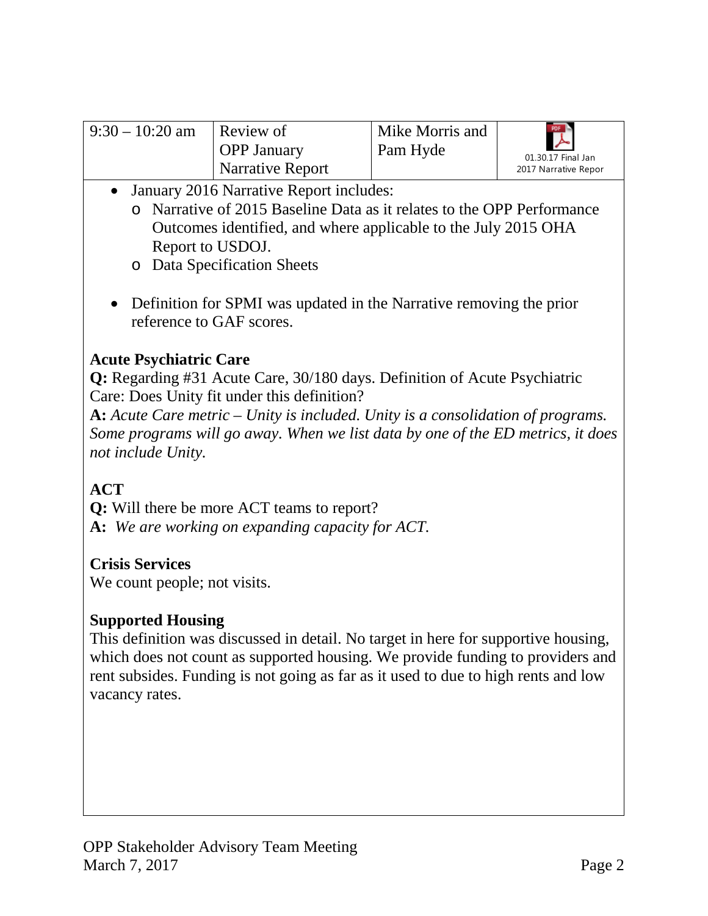| 9:30 – 10:20 am | Review of OPP January Narrative Report | Mike Morris and Pam Hyde | 01.30.17 Final Jan 2017 Narrative Repor |
|---|---|---|---|

- January 2016 Narrative Report includes:
  - Narrative of 2015 Baseline Data as it relates to the OPP Performance Outcomes identified, and where applicable to the July 2015 OHA Report to USDOJ.
  - Data Specification Sheets

- Definition for SPMI was updated in the Narrative removing the prior reference to GAF scores.

**Acute Psychiatric Care**

**Q:** Regarding #31 Acute Care, 30/180 days. Definition of Acute Psychiatric Care: Does Unity fit under this definition?

**A:** *Acute Care metric – Unity is included. Unity is a consolidation of programs. Some programs will go away. When we list data by one of the ED metrics, it does not include Unity.*

**ACT**

**Q:** Will there be more ACT teams to report?

**A:** *We are working on expanding capacity for ACT.*

**Crisis Services**

We count people; not visits.

**Supported Housing**

This definition was discussed in detail. No target in here for supportive housing, which does not count as supported housing. We provide funding to providers and rent subsides. Funding is not going as far as it used to due to high rents and low vacancy rates.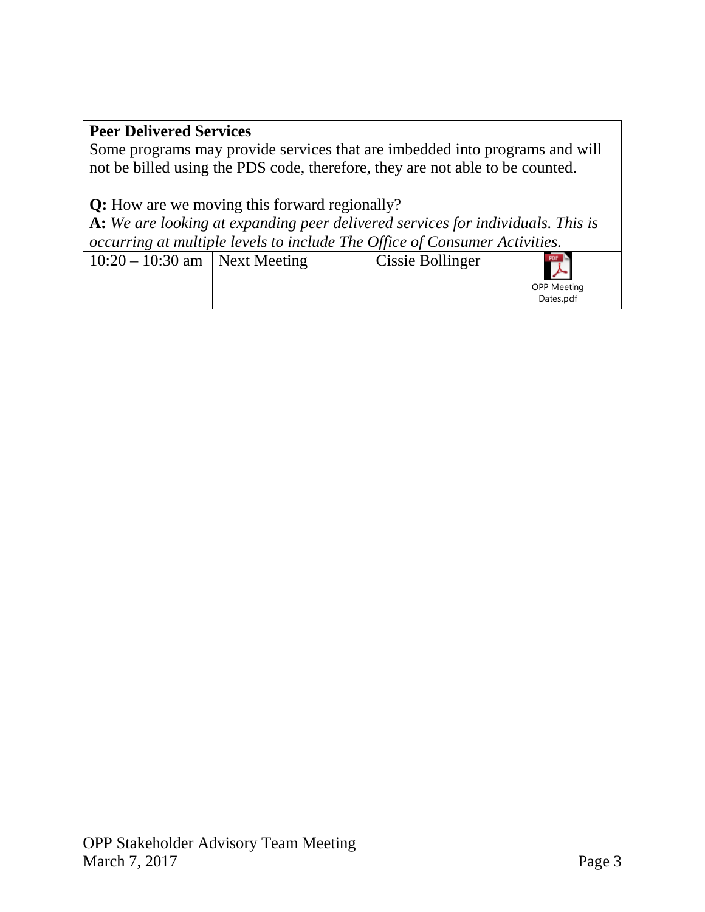| | | | |
|---|---|---|---|
| **Peer Delivered Services**<br>Some programs may provide services that are imbedded into programs and will not be billed using the PDS code, therefore, they are not able to be counted.<br><br>**Q:** How are we moving this forward regionally?<br>**A:** *We are looking at expanding peer delivered services for individuals. This is occurring at multiple levels to include The Office of Consumer Activities.* | | | |
| 10:20 – 10:30 am | Next Meeting | Cissie Bollinger | OPP Meeting Dates.pdf |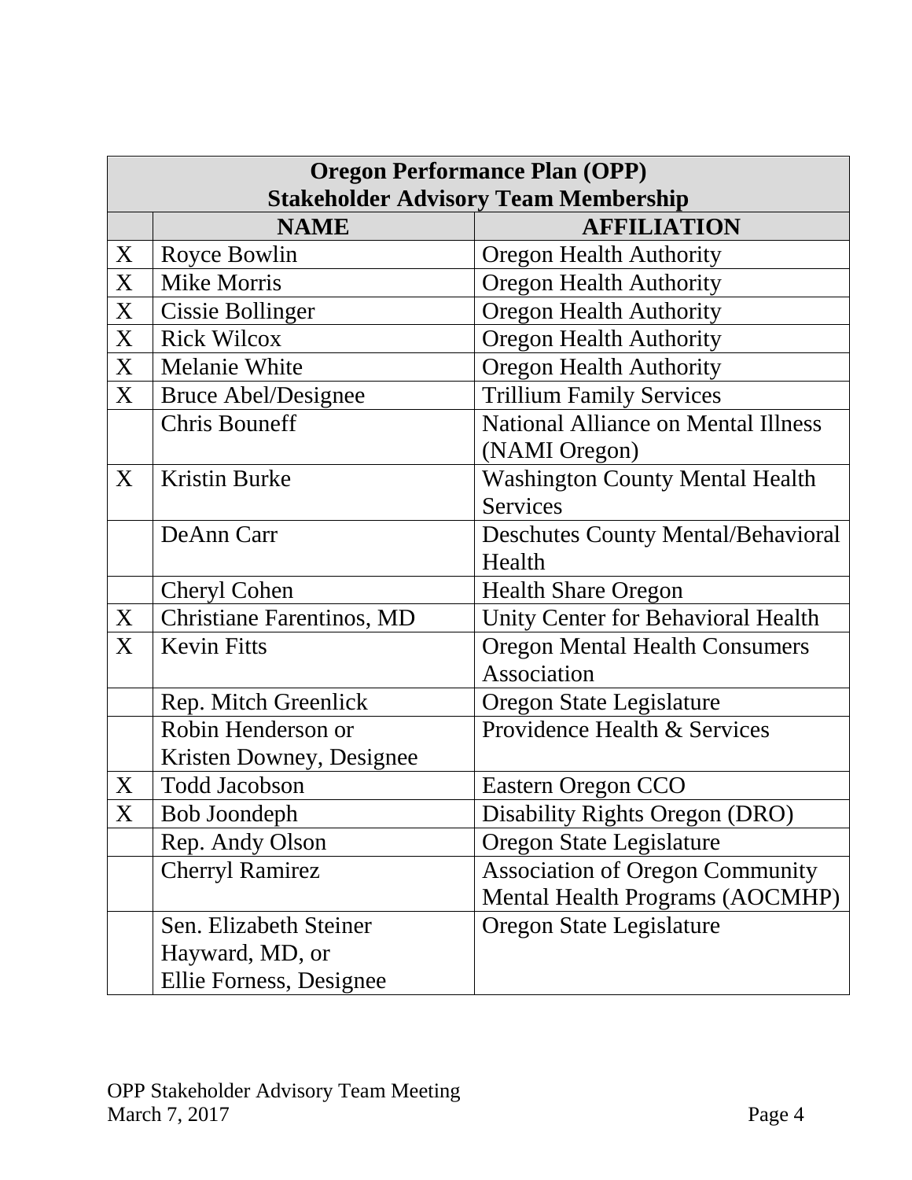| Oregon Performance Plan (OPP) Stakeholder Advisory Team Membership | | |
|---|---|---|
| | **NAME** | **AFFILIATION** |
| X | Royce Bowlin | Oregon Health Authority |
| X | Mike Morris | Oregon Health Authority |
| X | Cissie Bollinger | Oregon Health Authority |
| X | Rick Wilcox | Oregon Health Authority |
| X | Melanie White | Oregon Health Authority |
| X | Bruce Abel/Designee | Trillium Family Services |
| | Chris Bouneff | National Alliance on Mental Illness (NAMI Oregon) |
| X | Kristin Burke | Washington County Mental Health Services |
| | DeAnn Carr | Deschutes County Mental/Behavioral Health |
| | Cheryl Cohen | Health Share Oregon |
| X | Christiane Farentinos, MD | Unity Center for Behavioral Health |
| X | Kevin Fitts | Oregon Mental Health Consumers Association |
| | Rep. Mitch Greenlick | Oregon State Legislature |
| | Robin Henderson or Kristen Downey, Designee | Providence Health & Services |
| X | Todd Jacobson | Eastern Oregon CCO |
| X | Bob Joondeph | Disability Rights Oregon (DRO) |
| | Rep. Andy Olson | Oregon State Legislature |
| | Cherryl Ramirez | Association of Oregon Community Mental Health Programs (AOCMHP) |
| | Sen. Elizabeth Steiner Hayward, MD, or Ellie Forness, Designee | Oregon State Legislature |